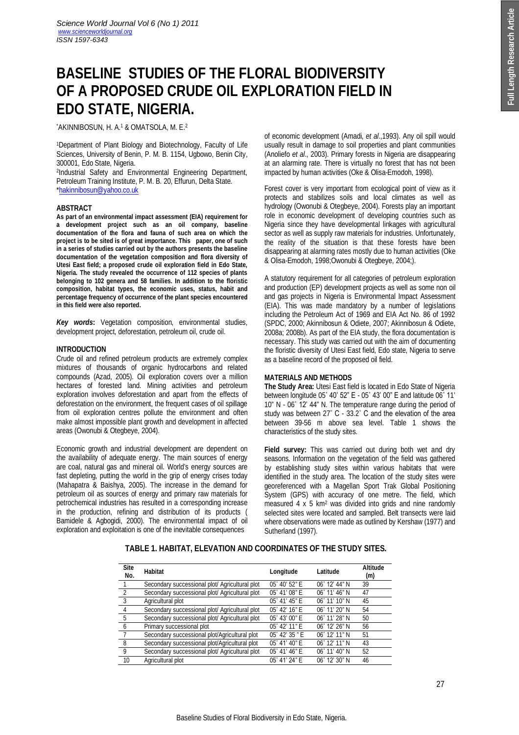# BASELINE STUDIES OF THE FLORAL BIODIVERSITY OF A PROPOSED CRUDE OIL EXPLORATION FIELD IN EDO STATE, NIGERIA.

*AKINNIBOSUN, H. A.[1] & OMATSOLA, M. E.[2]

[1]Department of Plant Biology and Biotechnology, Faculty of Life Sciences, University of Benin, P. M. B. 1154, Ugbowo, Benin City, 300001, Edo State, Nigeria.
[2]Industrial Safety and Environmental Engineering Department, Petroleum Training Institute, P. M. B. 20, Effurun, Delta State.
*hakinnibosun@yahoo.co.uk

## ABSTRACT

**As part of an environmental impact assessment (EIA) requirement for a development project such as an oil company, baseline documentation of the flora and fauna of such area on which the project is to be sited is of great importance. This paper, one of such in a series of studies carried out by the authors presents the baseline documentation of the vegetation composition and flora diversity of Utesi East field; a proposed crude oil exploration field in Edo State, Nigeria. The study revealed the occurrence of 112 species of plants belonging to 102 genera and 58 families. In addition to the floristic composition, habitat types, the economic uses, status, habit and percentage frequency of occurrence of the plant species encountered in this field were also reported.**

***Key words*:** Vegetation composition, environmental studies, development project, deforestation, petroleum oil, crude oil.

## INTRODUCTION

Crude oil and refined petroleum products are extremely complex mixtures of thousands of organic hydrocarbons and related compounds (Azad, 2005). Oil exploration covers over a million hectares of forested land. Mining activities and petroleum exploration involves deforestation and apart from the effects of deforestation on the environment, the frequent cases of oil spillage from oil exploration centres pollute the environment and often make almost impossible plant growth and development in affected areas (Owonubi & Otegbeye, 2004).

Economic growth and industrial development are dependent on the availability of adequate energy. The main sources of energy are coal, natural gas and mineral oil. World's energy sources are fast depleting, putting the world in the grip of energy crises today (Mahapatra & Baishya, 2005). The increase in the demand for petroleum oil as sources of energy and primary raw materials for petrochemical industries has resulted in a corresponding increase in the production, refining and distribution of its products ( Bamidele & Agbogidi, 2000). The environmental impact of oil exploration and exploitation is one of the inevitable consequences of economic development (Amadi, *et al*.,1993). Any oil spill would usually result in damage to soil properties and plant communities (Anoliefo *et al*., 2003). Primary forests in Nigeria are disappearing at an alarming rate. There is virtually no forest that has not been impacted by human activities (Oke & Olisa-Emodoh, 1998).

Forest cover is very important from ecological point of view as it protects and stabilizes soils and local climates as well as hydrology (Owonubi & Otegbeye, 2004). Forests play an important role in economic development of developing countries such as Nigeria since they have developmental linkages with agricultural sector as well as supply raw materials for industries. Unfortunately, the reality of the situation is that these forests have been disappearing at alarming rates mostly due to human activities (Oke & Olisa-Emodoh, 1998;Owonubi & Otegbeye, 2004;).

A statutory requirement for all categories of petroleum exploration and production (EP) development projects as well as some non oil and gas projects in Nigeria is Environmental Impact Assessment (EIA). This was made mandatory by a number of legislations including the Petroleum Act of 1969 and EIA Act No. 86 of 1992 (SPDC, 2000; Akinnibosun & Odiete, 2007; Akinnibosun & Odiete, 2008a; 2008b). As part of the EIA study, the flora documentation is necessary. This study was carried out with the aim of documenting the floristic diversity of Utesi East field, Edo state, Nigeria to serve as a baseline record of the proposed oil field.

## MATERIALS AND METHODS

**The Study Area:** Utesi East field is located in Edo State of Nigeria between longitude 05˚ 40' 52" E - 05˚ 43' 00" E and latitude 06˚ 11' 10" N - 06˚ 12' 44" N. The temperature range during the period of study was between 27˚ C - 33.2˚ C and the elevation of the area between 39-56 m above sea level. Table 1 shows the characteristics of the study sites.

**Field survey:** This was carried out during both wet and dry seasons. Information on the vegetation of the field was gathered by establishing study sites within various habitats that were identified in the study area. The location of the study sites were georeferenced with a Magellan Sport Trak Global Positioning System (GPS) with accuracy of one metre. The field, which measured 4 x 5 km$^2$ was divided into grids and nine randomly selected sites were located and sampled. Belt transects were laid where observations were made as outlined by Kershaw (1977) and Sutherland (1997).

**TABLE 1. HABITAT, ELEVATION AND COORDINATES OF THE STUDY SITES.**

| Site No. | Habitat | Longitude | Latitude | Altitude (m) |
|---|---|---|---|---|
| 1 | Secondary successional plot/ Agricultural plot | 05˚ 40' 52" E | 06˚ 12' 44" N | 39 |
| 2 | Secondary successional plot/ Agricultural plot | 05˚ 41' 08" E | 06˚ 11' 46" N | 47 |
| 3 | Agricultural plot | 05˚ 41' 45" E | 06˚ 11' 10" N | 45 |
| 4 | Secondary successional plot/ Agricultural plot | 05˚ 42' 16" E | 06˚ 11' 20" N | 54 |
| 5 | Secondary successional plot/ Agricultural plot | 05˚ 43' 00" E | 06˚ 11' 28" N | 50 |
| 6 | Primary successional plot | 05˚ 42' 11" E | 06˚ 12' 26" N | 56 |
| 7 | Secondary successional plot/Agricultural plot | 05˚ 42' 35 " E | 06˚ 12' 11" N | 51 |
| 8 | Secondary successional plot/Agricultural plot | 05˚ 41' 40" E | 06˚ 12' 11" N | 43 |
| 9 | Secondary successional plot/ Agricultural plot | 05˚ 41' 46" E | 06˚ 11' 40" N | 52 |
| 10 | Agricultural plot | 05˚ 41' 24" E | 06˚ 12' 30" N | 46 |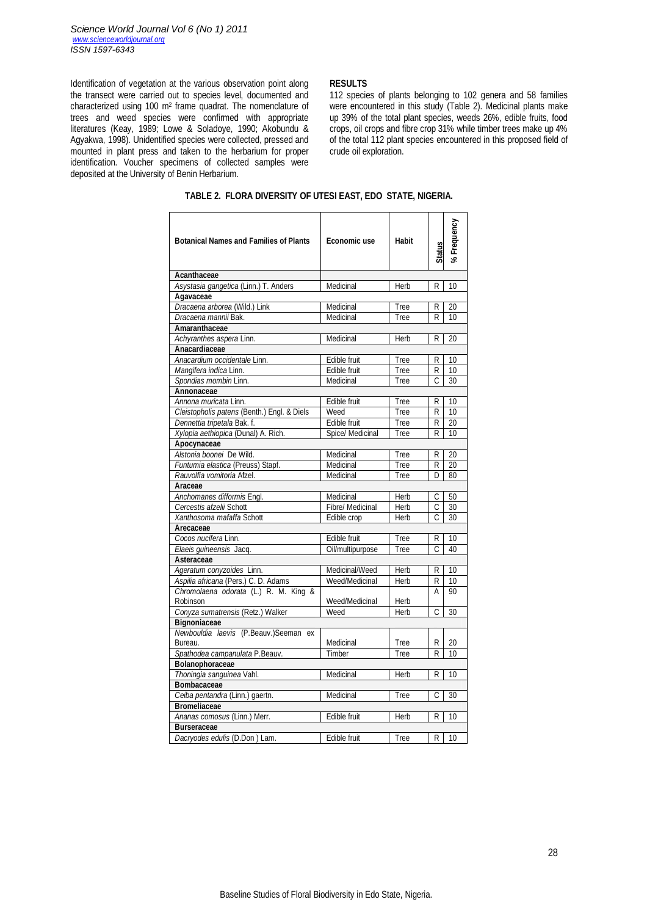Identification of vegetation at the various observation point along the transect were carried out to species level, documented and characterized using 100 m² frame quadrat. The nomenclature of trees and weed species were confirmed with appropriate literatures (Keay, 1989; Lowe & Soladoye, 1990; Akobundu & Agyakwa, 1998). Unidentified species were collected, pressed and mounted in plant press and taken to the herbarium for proper identification. Voucher specimens of collected samples were deposited at the University of Benin Herbarium.

## RESULTS

112 species of plants belonging to 102 genera and 58 families were encountered in this study (Table 2). Medicinal plants make up 39% of the total plant species, weeds 26%, edible fruits, food crops, oil crops and fibre crop 31% while timber trees make up 4% of the total 112 plant species encountered in this proposed field of crude oil exploration.

**TABLE 2. FLORA DIVERSITY OF UTESI EAST, EDO STATE, NIGERIA.**

| Botanical Names and Families of Plants | Economic use | Habit | Status | % Frequency |
|---|---|---|---|---|
| **Acanthaceae** | | | | |
| *Asystasia gangetica* (Linn.) T. Anders | Medicinal | Herb | R | 10 |
| **Agavaceae** | | | | |
| *Dracaena arborea* (Wild.) Link | Medicinal | Tree | R | 20 |
| *Dracaena mannii* Bak. | Medicinal | Tree | R | 10 |
| **Amaranthaceae** | | | | |
| *Achyranthes aspera* Linn. | Medicinal | Herb | R | 20 |
| **Anacardiaceae** | | | | |
| *Anacardium occidentale* Linn. | Edible fruit | Tree | R | 10 |
| *Mangifera indica* Linn. | Edible fruit | Tree | R | 10 |
| *Spondias mombin* Linn. | Medicinal | Tree | C | 30 |
| **Annonaceae** | | | | |
| *Annona muricata* Linn. | Edible fruit | Tree | R | 10 |
| *Cleistopholis patens* (Benth.) Engl. & Diels | Weed | Tree | R | 10 |
| *Dennettia tripetala* Bak. f. | Edible fruit | Tree | R | 20 |
| *Xylopia aethiopica* (Dunal) A. Rich. | Spice/ Medicinal | Tree | R | 10 |
| **Apocynaceae** | | | | |
| *Alstonia boonei* De Wild. | Medicinal | Tree | R | 20 |
| *Funtumia elastica* (Preuss) Stapf. | Medicinal | Tree | R | 20 |
| *Rauvolfia vomitoria* Afzel. | Medicinal | Tree | D | 80 |
| **Araceae** | | | | |
| *Anchomanes difformis* Engl. | Medicinal | Herb | C | 50 |
| *Cercestis afzelii* Schott | Fibre/ Medicinal | Herb | C | 30 |
| *Xanthosoma mafaffa* Schott | Edible crop | Herb | C | 30 |
| **Arecaceae** | | | | |
| *Cocos nucifera* Linn. | Edible fruit | Tree | R | 10 |
| *Elaeis guineensis* Jacq. | Oil/multipurpose | Tree | C | 40 |
| **Asteraceae** | | | | |
| *Ageratum conyzoides* Linn. | Medicinal/Weed | Herb | R | 10 |
| *Aspilia africana* (Pers.) C. D. Adams | Weed/Medicinal | Herb | R | 10 |
| *Chromolaena odorata* (L.) R. M. King & Robinson | Weed/Medicinal | Herb | A | 90 |
| *Conyza sumatrensis* (Retz.) Walker | Weed | Herb | C | 30 |
| **Bignoniaceae** | | | | |
| *Newbouldia laevis* (P.Beauv.)Seeman ex Bureau. | Medicinal | Tree | R | 20 |
| *Spathodea campanulata* P.Beauv. | Timber | Tree | R | 10 |
| **Bolanophoraceae** | | | | |
| *Thoningia sanguinea* Vahl. | Medicinal | Herb | R | 10 |
| **Bombacaceae** | | | | |
| *Ceiba pentandra* (Linn.) gaertn. | Medicinal | Tree | C | 30 |
| **Bromeliaceae** | | | | |
| *Ananas comosus* (Linn.) Merr. | Edible fruit | Herb | R | 10 |
| **Burseraceae** | | | | |
| *Dacryodes edulis* (D.Don ) Lam. | Edible fruit | Tree | R | 10 |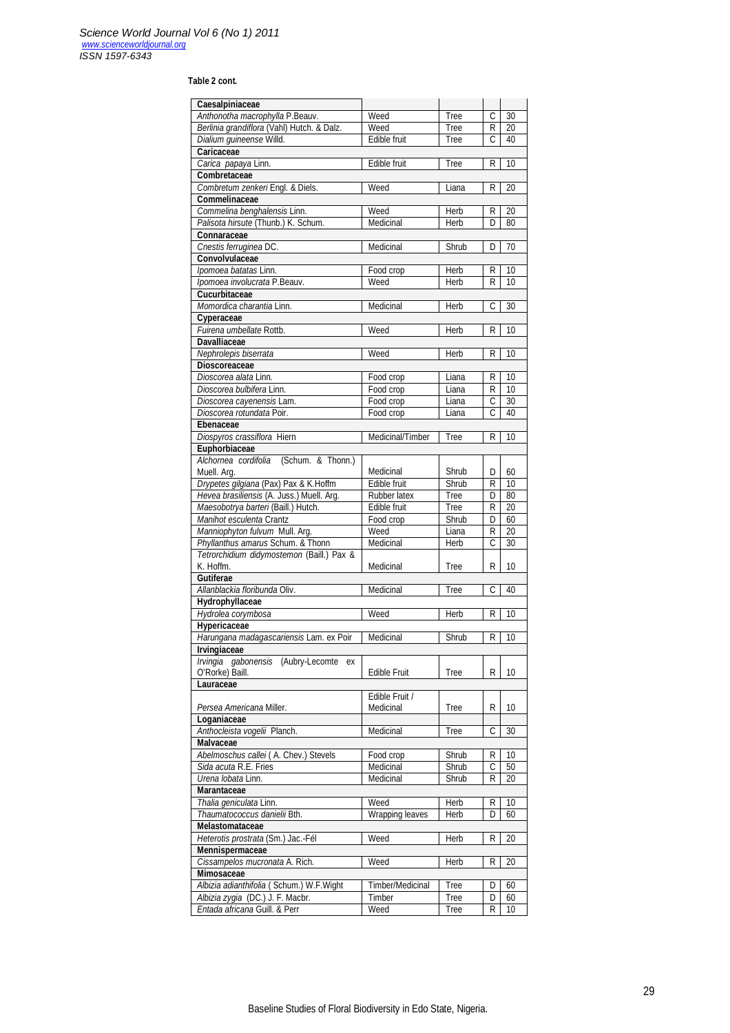**Table 2 cont.**

| | | | | |
|---|---|---|---|---|
| **Caesalpiniaceae** | | | | |
| *Anthonotha macrophylla* P.Beauv. | Weed | Tree | C | 30 |
| *Berlinia grandiflora* (Vahl) Hutch. & Dalz. | Weed | Tree | R | 20 |
| *Dialium guineense* Willd. | Edible fruit | Tree | C | 40 |
| **Caricaceae** | | | | |
| *Carica papaya* Linn. | Edible fruit | Tree | R | 10 |
| **Combretaceae** | | | | |
| *Combretum zenkeri* Engl. & Diels. | Weed | Liana | R | 20 |
| **Commelinaceae** | | | | |
| *Commelina benghalensis* Linn. | Weed | Herb | R | 20 |
| *Palisota hirsute* (Thunb.) K. Schum. | Medicinal | Herb | D | 80 |
| **Connaraceae** | | | | |
| *Cnestis ferruginea* DC. | Medicinal | Shrub | D | 70 |
| **Convolvulaceae** | | | | |
| *Ipomoea batatas* Linn. | Food crop | Herb | R | 10 |
| *Ipomoea involucrata* P.Beauv. | Weed | Herb | R | 10 |
| **Cucurbitaceae** | | | | |
| *Momordica charantia* Linn. | Medicinal | Herb | C | 30 |
| **Cyperaceae** | | | | |
| *Fuirena umbellate* Rottb. | Weed | Herb | R | 10 |
| **Davalliaceae** | | | | |
| *Nephrolepis biserrata* | Weed | Herb | R | 10 |
| **Dioscoreaceae** | | | | |
| *Dioscorea alata* Linn. | Food crop | Liana | R | 10 |
| *Dioscorea bulbifera* Linn. | Food crop | Liana | R | 10 |
| *Dioscorea cayenensis* Lam. | Food crop | Liana | C | 30 |
| *Dioscorea rotundata* Poir. | Food crop | Liana | C | 40 |
| **Ebenaceae** | | | | |
| *Diospyros crassiflora* Hiern | Medicinal/Timber | Tree | R | 10 |
| **Euphorbiaceae** | | | | |
| *Alchornea cordifolia* (Schum. & Thonn.) Muell. Arg. | Medicinal | Shrub | D | 60 |
| *Drypetes gilgiana* (Pax) Pax & K.Hoffm | Edible fruit | Shrub | R | 10 |
| *Hevea brasiliensis* (A. Juss.) Muell. Arg. | Rubber latex | Tree | D | 80 |
| *Maesobotrya barteri* (Baill.) Hutch. | Edible fruit | Tree | R | 20 |
| *Manihot esculenta* Crantz | Food crop | Shrub | D | 60 |
| *Manniophyton fulvum* Mull. Arg. | Weed | Liana | R | 20 |
| *Phyllanthus amarus* Schum. & Thonn | Medicinal | Herb | C | 30 |
| *Tetrorchidium didymostemon* (Baill.) Pax & K. Hoffm. | Medicinal | Tree | R | 10 |
| **Gutiferae** | | | | |
| *Allanblackia floribunda* Oliv. | Medicinal | Tree | C | 40 |
| **Hydrophyllaceae** | | | | |
| *Hydrolea corymbosa* | Weed | Herb | R | 10 |
| **Hypericaceae** | | | | |
| *Harungana madagascariensis* Lam. ex Poir | Medicinal | Shrub | R | 10 |
| **Irvingiaceae** | | | | |
| *Irvingia gabonensis* (Aubry-Lecomte ex O'Rorke) Baill. | Edible Fruit | Tree | R | 10 |
| **Lauraceae** | | | | |
| *Persea Americana* Miller. | Edible Fruit / Medicinal | Tree | R | 10 |
| **Loganiaceae** | | | | |
| *Anthocleista vogelii* Planch. | Medicinal | Tree | C | 30 |
| **Malvaceae** | | | | |
| *Abelmoschus callei* ( A. Chev.) Stevels | Food crop | Shrub | R | 10 |
| *Sida acuta* R.E. Fries | Medicinal | Shrub | C | 50 |
| *Urena lobata* Linn. | Medicinal | Shrub | R | 20 |
| **Marantaceae** | | | | |
| *Thalia geniculata* Linn. | Weed | Herb | R | 10 |
| *Thaumatococcus danielii* Bth. | Wrapping leaves | Herb | D | 60 |
| **Melastomataceae** | | | | |
| *Heterotis prostrata* (Sm.) Jac.-Fél | Weed | Herb | R | 20 |
| **Mennispermaceae** | | | | |
| *Cissampelos mucronata* A. Rich. | Weed | Herb | R | 20 |
| **Mimosaceae** | | | | |
| *Albizia adianthifolia* ( Schum.) W.F.Wight | Timber/Medicinal | Tree | D | 60 |
| *Albizia zygia* (DC.) J. F. Macbr. | Timber | Tree | D | 60 |
| *Entada africana* Guill. & Perr | Weed | Tree | R | 10 |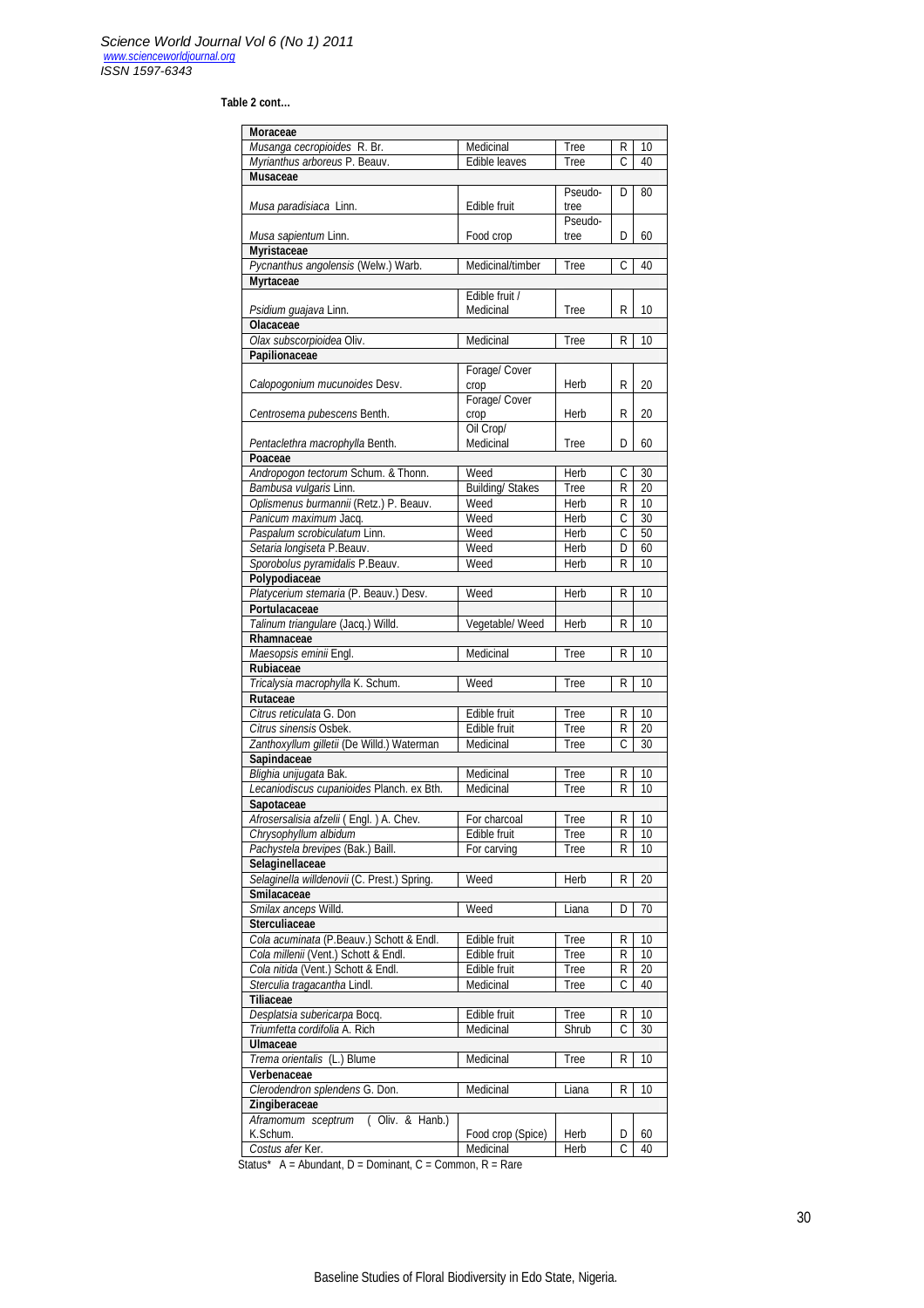**Table 2 cont…**

| | | | | |
|---|---|---|---|---|
| **Moraceae** | | | | |
| *Musanga cecropioides* R. Br. | Medicinal | Tree | R | 10 |
| *Myrianthus arboreus* P. Beauv. | Edible leaves | Tree | C | 40 |
| **Musaceae** | | | | |
| *Musa paradisiaca* Linn. | Edible fruit | Pseudo-tree | D | 80 |
| *Musa sapientum* Linn. | Food crop | Pseudo-tree | D | 60 |
| **Myristaceae** | | | | |
| *Pycnanthus angolensis* (Welw.) Warb. | Medicinal/timber | Tree | C | 40 |
| **Myrtaceae** | | | | |
| *Psidium guajava* Linn. | Edible fruit / Medicinal | Tree | R | 10 |
| **Olacaceae** | | | | |
| *Olax subscorpioidea* Oliv. | Medicinal | Tree | R | 10 |
| **Papilionaceae** | | | | |
| *Calopogonium mucunoides* Desv. | Forage/ Cover crop | Herb | R | 20 |
| *Centrosema pubescens* Benth. | Forage/ Cover crop | Herb | R | 20 |
| *Pentaclethra macrophylla* Benth. | Oil Crop/ Medicinal | Tree | D | 60 |
| **Poaceae** | | | | |
| *Andropogon tectorum* Schum. & Thonn. | Weed | Herb | C | 30 |
| *Bambusa vulgaris* Linn. | Building/ Stakes | Tree | R | 20 |
| *Oplismenus burmannii* (Retz.) P. Beauv. | Weed | Herb | R | 10 |
| *Panicum maximum* Jacq. | Weed | Herb | C | 30 |
| *Paspalum scrobiculatum* Linn. | Weed | Herb | C | 50 |
| *Setaria longiseta* P.Beauv. | Weed | Herb | D | 60 |
| *Sporobolus pyramidalis* P.Beauv. | Weed | Herb | R | 10 |
| **Polypodiaceae** | | | | |
| *Platycerium stemaria* (P. Beauv.) Desv. | Weed | Herb | R | 10 |
| **Portulacaceae** | | | | |
| *Talinum triangulare* (Jacq.) Willd. | Vegetable/ Weed | Herb | R | 10 |
| **Rhamnaceae** | | | | |
| *Maesopsis eminii* Engl. | Medicinal | Tree | R | 10 |
| **Rubiaceae** | | | | |
| *Tricalysia macrophylla* K. Schum. | Weed | Tree | R | 10 |
| **Rutaceae** | | | | |
| *Citrus reticulata* G. Don | Edible fruit | Tree | R | 10 |
| *Citrus sinensis* Osbek. | Edible fruit | Tree | R | 20 |
| *Zanthoxyllum gilletii* (De Willd.) Waterman | Medicinal | Tree | C | 30 |
| **Sapindaceae** | | | | |
| *Blighia unijugata* Bak. | Medicinal | Tree | R | 10 |
| *Lecaniodiscus cupanioides* Planch. ex Bth. | Medicinal | Tree | R | 10 |
| **Sapotaceae** | | | | |
| *Afrosersalisia afzelii* ( Engl. ) A. Chev. | For charcoal | Tree | R | 10 |
| *Chrysophyllum albidum* | Edible fruit | Tree | R | 10 |
| *Pachystela brevipes* (Bak.) Baill. | For carving | Tree | R | 10 |
| **Selaginellaceae** | | | | |
| *Selaginella willdenovii* (C. Prest.) Spring. | Weed | Herb | R | 20 |
| **Smilacaceae** | | | | |
| *Smilax anceps* Willd. | Weed | Liana | D | 70 |
| **Sterculiaceae** | | | | |
| *Cola acuminata* (P.Beauv.) Schott & Endl. | Edible fruit | Tree | R | 10 |
| *Cola millenii* (Vent.) Schott & Endl. | Edible fruit | Tree | R | 10 |
| *Cola nitida* (Vent.) Schott & Endl. | Edible fruit | Tree | R | 20 |
| *Sterculia tragacantha* Lindl. | Medicinal | Tree | C | 40 |
| **Tiliaceae** | | | | |
| *Desplatsia subericarpa* Bocq. | Edible fruit | Tree | R | 10 |
| *Triumfetta cordifolia* A. Rich | Medicinal | Shrub | C | 30 |
| **Ulmaceae** | | | | |
| *Trema orientalis* (L.) Blume | Medicinal | Tree | R | 10 |
| **Verbenaceae** | | | | |
| *Clerodendron splendens* G. Don. | Medicinal | Liana | R | 10 |
| **Zingiberaceae** | | | | |
| *Aframomum sceptrum* ( Oliv. & Hanb.) K.Schum. | Food crop (Spice) | Herb | D | 60 |
| *Costus afer* Ker. | Medicinal | Herb | C | 40 |

Status* A = Abundant, D = Dominant, C = Common, R = Rare

Baseline Studies of Floral Biodiversity in Edo State, Nigeria.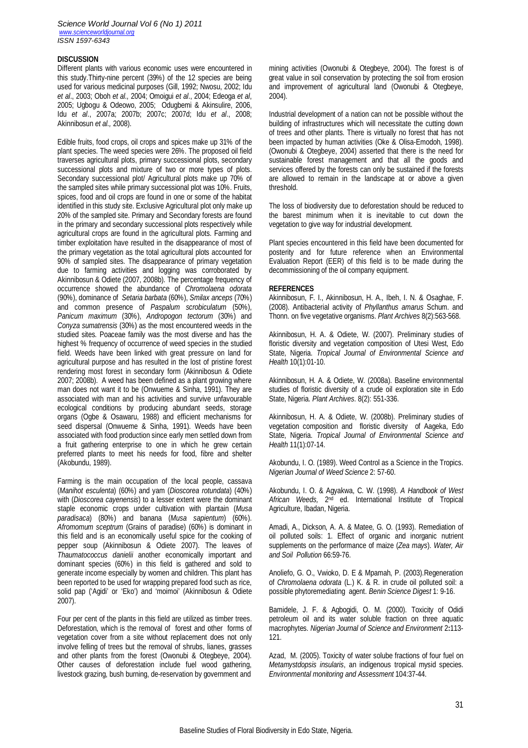## DISCUSSION

Different plants with various economic uses were encountered in this study.Thirty-nine percent (39%) of the 12 species are being used for various medicinal purposes (Gill, 1992; Nwosu, 2002; Idu *et al*., 2003; Oboh *et al.,* 2004; Omoigui *et al*., 2004; Edeoga *et al*, 2005; Ugbogu & Odeowo, 2005; Odugbemi & Akinsulire, 2006, Idu *et al*., 2007a; 2007b; 2007c; 2007d; Idu *et al*., 2008; Akinnibosun *et al.,* 2008).

Edible fruits, food crops, oil crops and spices make up 31% of the plant species. The weed species were 26%. The proposed oil field traverses agricultural plots, primary successional plots, secondary successional plots and mixture of two or more types of plots. Secondary successional plot/ Agricultural plots make up 70% of the sampled sites while primary successional plot was 10%. Fruits, spices, food and oil crops are found in one or some of the habitat identified in this study site. Exclusive Agricultural plot only make up 20% of the sampled site. Primary and Secondary forests are found in the primary and secondary successional plots respectively while agricultural crops are found in the agricultural plots. Farming and timber exploitation have resulted in the disappearance of most of the primary vegetation as the total agricultural plots accounted for 90% of sampled sites. The disappearance of primary vegetation due to farming activities and logging was corroborated by Akinnibosun & Odiete (2007, 2008b). The percentage frequency of occurrence showed the abundance of *Chromolaena odorata* (90%), dominance of *Setaria barbata* (60%), *Smilax anceps* (70%) and common presence of *Paspalum scrobiculatum* (50%), *Panicum maximum* (30%), *Andropogon tectorum* (30%) and *Conyza sumatrensis* (30%) as the most encountered weeds in the studied sites. Poaceae family was the most diverse and has the highest % frequency of occurrence of weed species in the studied field. Weeds have been linked with great pressure on land for agricultural purpose and has resulted in the lost of pristine forest rendering most forest in secondary form (Akinnibosun & Odiete 2007; 2008b). A weed has been defined as a plant growing where man does not want it to be (Onwueme & Sinha, 1991). They are associated with man and his activities and survive unfavourable ecological conditions by producing abundant seeds, storage organs (Ogbe & Osawaru, 1988) and efficient mechanisms for seed dispersal (Onwueme & Sinha, 1991). Weeds have been associated with food production since early men settled down from a fruit gathering enterprise to one in which he grew certain preferred plants to meet his needs for food, fibre and shelter (Akobundu, 1989).

Farming is the main occupation of the local people, cassava (*Manihot esculenta*) (60%) and yam (*Dioscorea rotundata*) (40%) with (*Dioscorea cayenensis*) to a lesser extent were the dominant staple economic crops under cultivation with plantain (*Musa paradisaca*) (80%) and banana (*Musa sapientum*) (60%). *Afromomum sceptrum* (Grains of paradise) (60%) is dominant in this field and is an economically useful spice for the cooking of pepper soup (Akinnibosun & Odiete 2007). The leaves of *Thaumatococcus danielii* another economically important and dominant species (60%) in this field is gathered and sold to generate income especially by women and children. This plant has been reported to be used for wrapping prepared food such as rice, solid pap ('Agidi' or 'Eko') and 'moimoi' (Akinnibosun & Odiete 2007).

Four per cent of the plants in this field are utilized as timber trees. Deforestation, which is the removal of forest and other forms of vegetation cover from a site without replacement does not only involve felling of trees but the removal of shrubs, lianes, grasses and other plants from the forest (Owonubi & Otegbeye, 2004). Other causes of deforestation include fuel wood gathering, livestock grazing, bush burning, de-reservation by government and mining activities (Owonubi & Otegbeye, 2004). The forest is of great value in soil conservation by protecting the soil from erosion and improvement of agricultural land (Owonubi & Otegbeye, 2004).

Industrial development of a nation can not be possible without the building of infrastructures which will necessitate the cutting down of trees and other plants. There is virtually no forest that has not been impacted by human activities (Oke & Olisa-Emodoh, 1998). (Owonubi & Otegbeye, 2004) asserted that there is the need for sustainable forest management and that all the goods and services offered by the forests can only be sustained if the forests are allowed to remain in the landscape at or above a given threshold.

The loss of biodiversity due to deforestation should be reduced to the barest minimum when it is inevitable to cut down the vegetation to give way for industrial development.

Plant species encountered in this field have been documented for posterity and for future reference when an Environmental Evaluation Report (EER) of this field is to be made during the decommissioning of the oil company equipment.

## REFERENCES

Akinnibosun, F. I., Akinnibosun, H. A., Ibeh, I. N. & Osaghae, F. (2008). Antibacterial activity of *Phyllanthus amarus* Schum. and Thonn. on five vegetative organisms. *Plant Archives* 8(2):563-568.

Akinnibosun, H. A. & Odiete, W. (2007). Preliminary studies of floristic diversity and vegetation composition of Utesi West, Edo State, Nigeria. *Tropical Journal of Environmental Science and Health* 10(1):01-10.

Akinnibosun, H. A. & Odiete, W. (2008a). Baseline environmental studies of floristic diversity of a crude oil exploration site in Edo State, Nigeria. *Plant Archives*. 8(2): 551-336.

Akinnibosun, H. A. & Odiete, W. (2008b). Preliminary studies of vegetation composition and floristic diversity of Aageka, Edo State, Nigeria. *Tropical Journal of Environmental Science and Health* 11(1):07-14.

Akobundu, I. O. (1989). Weed Control as a Science in the Tropics. *Nigerian Journal of Weed Science* 2: 57-60.

Akobundu, I. O. & Agyakwa, C. W. (1998). *A Handbook of West African Weeds,* 2nd ed. International Institute of Tropical Agriculture, Ibadan, Nigeria.

Amadi, A., Dickson, A. A. & Matee, G. O. (1993). Remediation of oil polluted soils: 1. Effect of organic and inorganic nutrient supplements on the performance of maize (*Zea mays*). *Water, Air and Soil Pollution* 66:59-76.

Anoliefo, G. O., Vwioko, D. E & Mpamah, P. (2003).Regeneration of *Chromolaena odorata* (L.) K. & R. in crude oil polluted soil: a possible phytoremediating agent. *Benin Science Digest* 1: 9-16.

Bamidele, J. F. & Agbogidi, O. M. (2000). Toxicity of Odidi petroleum oil and its water soluble fraction on three aquatic macrophytes. *Nigerian Journal of Science and Environment* 2**:**113-121.

Azad, M. (2005). Toxicity of water solube fractions of four fuel on *Metamystdopsis insularis*, an indigenous tropical mysid species. *Environmental monitoring and Assessment* 104:37-44.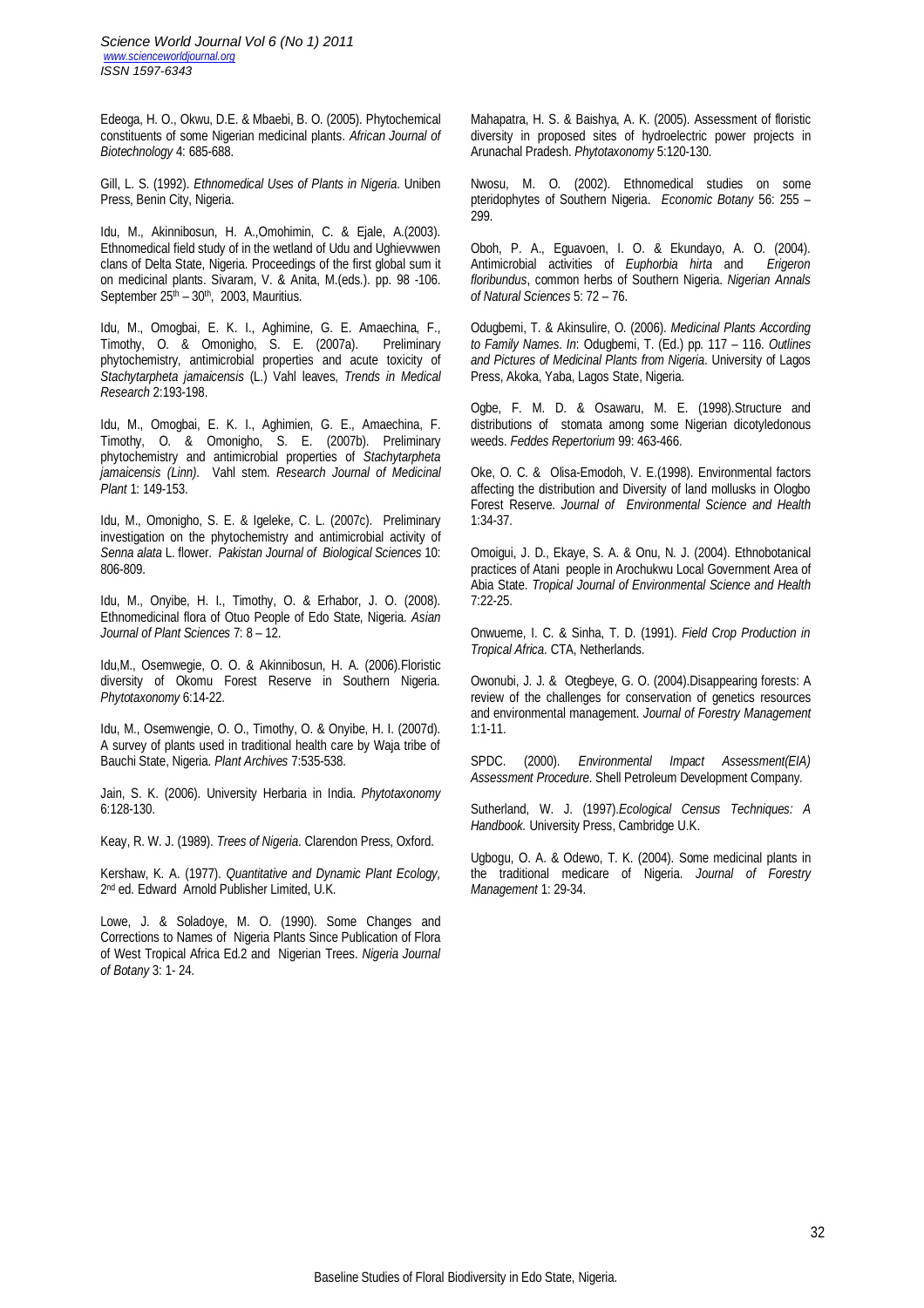Edeoga, H. O., Okwu, D.E. & Mbaebi, B. O. (2005). Phytochemical constituents of some Nigerian medicinal plants. *African Journal of Biotechnology* 4: 685-688.

Gill, L. S. (1992). *Ethnomedical Uses of Plants in Nigeria*. Uniben Press, Benin City, Nigeria.

Idu, M., Akinnibosun, H. A.,Omohimin, C. & Ejale, A.(2003). Ethnomedical field study of in the wetland of Udu and Ughievwwen clans of Delta State, Nigeria. Proceedings of the first global sum it on medicinal plants. Sivaram, V. & Anita, M.(eds.). pp. 98 -106. September 25th – 30th, 2003, Mauritius.

Idu, M., Omogbai, E. K. I., Aghimine, G. E. Amaechina, F., Timothy, O. & Omonigho, S. E. (2007a). Preliminary phytochemistry, antimicrobial properties and acute toxicity of *Stachytarpheta jamaicensis* (L.) Vahl leaves, *Trends in Medical Research* 2:193-198.

Idu, M., Omogbai, E. K. I., Aghimien, G. E., Amaechina, F. Timothy, O. & Omonigho, S. E. (2007b). Preliminary phytochemistry and antimicrobial properties of *Stachytarpheta jamaicensis (Linn)*. Vahl stem. *Research Journal of Medicinal Plant* 1: 149-153.

Idu, M., Omonigho, S. E. & Igeleke, C. L. (2007c). Preliminary investigation on the phytochemistry and antimicrobial activity of *Senna alata* L. flower. *Pakistan Journal of Biological Sciences* 10: 806-809.

Idu, M., Onyibe, H. I., Timothy, O. & Erhabor, J. O. (2008). Ethnomedicinal flora of Otuo People of Edo State, Nigeria. *Asian Journal of Plant Sciences* 7: 8 – 12.

Idu,M., Osemwegie, O. O. & Akinnibosun, H. A. (2006).Floristic diversity of Okomu Forest Reserve in Southern Nigeria. *Phytotaxonomy* 6:14-22.

Idu, M., Osemwengie, O. O., Timothy, O. & Onyibe, H. I. (2007d). A survey of plants used in traditional health care by Waja tribe of Bauchi State, Nigeria. *Plant Archives* 7:535-538.

Jain, S. K. (2006). University Herbaria in India. *Phytotaxonomy* 6:128-130.

Keay, R. W. J. (1989). *Trees of Nigeria*. Clarendon Press, Oxford.

Kershaw, K. A. (1977). *Quantitative and Dynamic Plant Ecology,* 2nd ed. Edward Arnold Publisher Limited, U.K.

Lowe, J. & Soladoye, M. O. (1990). Some Changes and Corrections to Names of Nigeria Plants Since Publication of Flora of West Tropical Africa Ed.2 and Nigerian Trees. *Nigeria Journal of Botany* 3: 1- 24.

Mahapatra, H. S. & Baishya, A. K. (2005). Assessment of floristic diversity in proposed sites of hydroelectric power projects in Arunachal Pradesh. *Phytotaxonomy* 5:120-130.

Nwosu, M. O. (2002). Ethnomedical studies on some pteridophytes of Southern Nigeria. *Economic Botany* 56: 255 – 299.

Oboh, P. A., Eguavoen, I. O. & Ekundayo, A. O. (2004). Antimicrobial activities of *Euphorbia hirta* and *Erigeron floribundus*, common herbs of Southern Nigeria. *Nigerian Annals of Natural Sciences* 5: 72 – 76.

Odugbemi, T. & Akinsulire, O. (2006). *Medicinal Plants According to Family Names*. *In*: Odugbemi, T. (Ed.) pp. 117 – 116. *Outlines and Pictures of Medicinal Plants from Nigeria*. University of Lagos Press, Akoka, Yaba, Lagos State, Nigeria.

Ogbe, F. M. D. & Osawaru, M. E. (1998).Structure and distributions of stomata among some Nigerian dicotyledonous weeds. *Feddes Repertorium* 99: 463-466.

Oke, O. C. & Olisa-Emodoh, V. E.(1998). Environmental factors affecting the distribution and Diversity of land mollusks in Ologbo Forest Reserve. *Journal of Environmental Science and Health* 1:34-37.

Omoigui, J. D., Ekaye, S. A. & Onu, N. J. (2004). Ethnobotanical practices of Atani people in Arochukwu Local Government Area of Abia State. *Tropical Journal of Environmental Science and Health* 7:22-25.

Onwueme, I. C. & Sinha, T. D. (1991). *Field Crop Production in Tropical Africa*. CTA, Netherlands.

Owonubi, J. J. & Otegbeye, G. O. (2004).Disappearing forests: A review of the challenges for conservation of genetics resources and environmental management. *Journal of Forestry Management* 1:1-11.

SPDC. (2000). *Environmental Impact Assessment(EIA) Assessment Procedure*. Shell Petroleum Development Company.

Sutherland, W. J. (1997).*Ecological Census Techniques: A Handbook.* University Press, Cambridge U.K.

Ugbogu, O. A. & Odewo, T. K. (2004). Some medicinal plants in the traditional medicare of Nigeria. *Journal of Forestry Management* 1: 29-34.